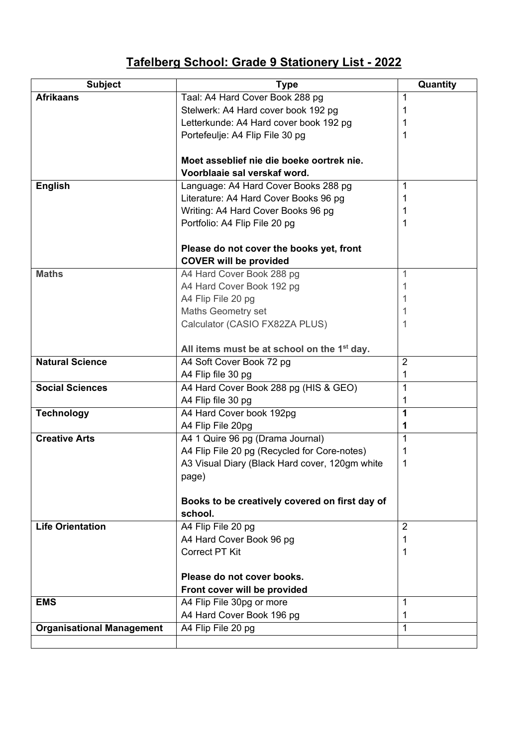# Tafelberg School: Grade 9 Stationery List - 2022

| Subject | Type | Quantity |
|---|---|---|
| **Afrikaans** | Taal: A4 Hard Cover Book 288 pg | 1 |
| | Stelwerk: A4 Hard cover book 192 pg | 1 |
| | Letterkunde: A4 Hard cover book 192 pg | 1 |
| | Portefeulje: A4 Flip File 30 pg | 1 |
| | **Moet asseblief nie die boeke oortrek nie. Voorblaaie sal verskaf word.** | |
| **English** | Language: A4 Hard Cover Books 288 pg | 1 |
| | Literature: A4 Hard Cover Books 96 pg | 1 |
| | Writing: A4 Hard Cover Books 96 pg | 1 |
| | Portfolio: A4 Flip File 20 pg | 1 |
| | **Please do not cover the books yet, front COVER will be provided** | |
| **Maths** | A4 Hard Cover Book 288 pg | 1 |
| | A4 Hard Cover Book 192 pg | 1 |
| | A4 Flip File 20 pg | 1 |
| | Maths Geometry set | 1 |
| | Calculator (CASIO FX82ZA PLUS) | 1 |
| | **All items must be at school on the 1st day.** | |
| **Natural Science** | A4 Soft Cover Book 72 pg | 2 |
| | A4 Flip file 30 pg | 1 |
| **Social Sciences** | A4 Hard Cover Book 288 pg (HIS & GEO) | 1 |
| | A4 Flip file 30 pg | 1 |
| **Technology** | A4 Hard Cover book 192pg | **1** |
| | A4 Flip File 20pg | **1** |
| **Creative Arts** | A4 1 Quire 96 pg (Drama Journal) | 1 |
| | A4 Flip File 20 pg (Recycled for Core-notes) | 1 |
| | A3 Visual Diary (Black Hard cover, 120gm white page) | 1 |
| | **Books to be creatively covered on first day of school.** | |
| **Life Orientation** | A4 Flip File 20 pg | 2 |
| | A4 Hard Cover Book 96 pg | 1 |
| | Correct PT Kit | 1 |
| | **Please do not cover books. Front cover will be provided** | |
| **EMS** | A4 Flip File 30pg or more | 1 |
| | A4 Hard Cover Book 196 pg | 1 |
| **Organisational Management** | A4 Flip File 20 pg | 1 |
| | | |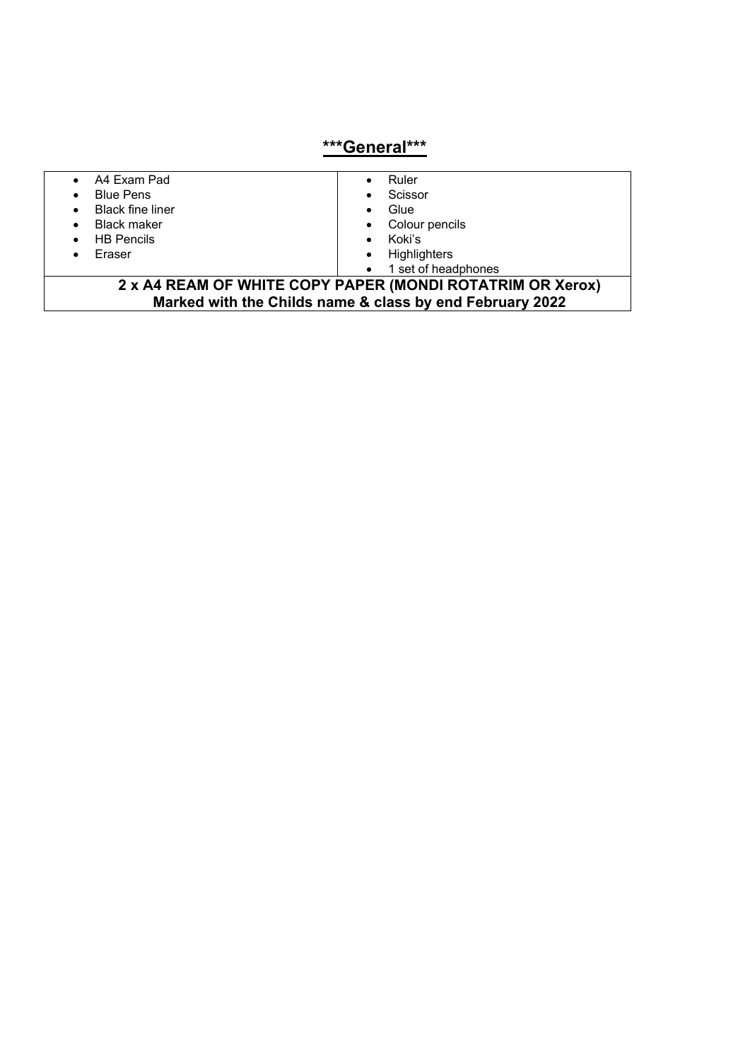## ***General***

| | |
|---|---|
| • A4 Exam Pad<br>• Blue Pens<br>• Black fine liner<br>• Black maker<br>• HB Pencils<br>• Eraser | • Ruler<br>• Scissor<br>• Glue<br>• Colour pencils<br>• Koki's<br>• Highlighters<br>• 1 set of headphones |
| **2 x A4 REAM OF WHITE COPY PAPER (MONDI ROTATRIM OR Xerox)**<br>**Marked with the Childs name & class by end February 2022** | |